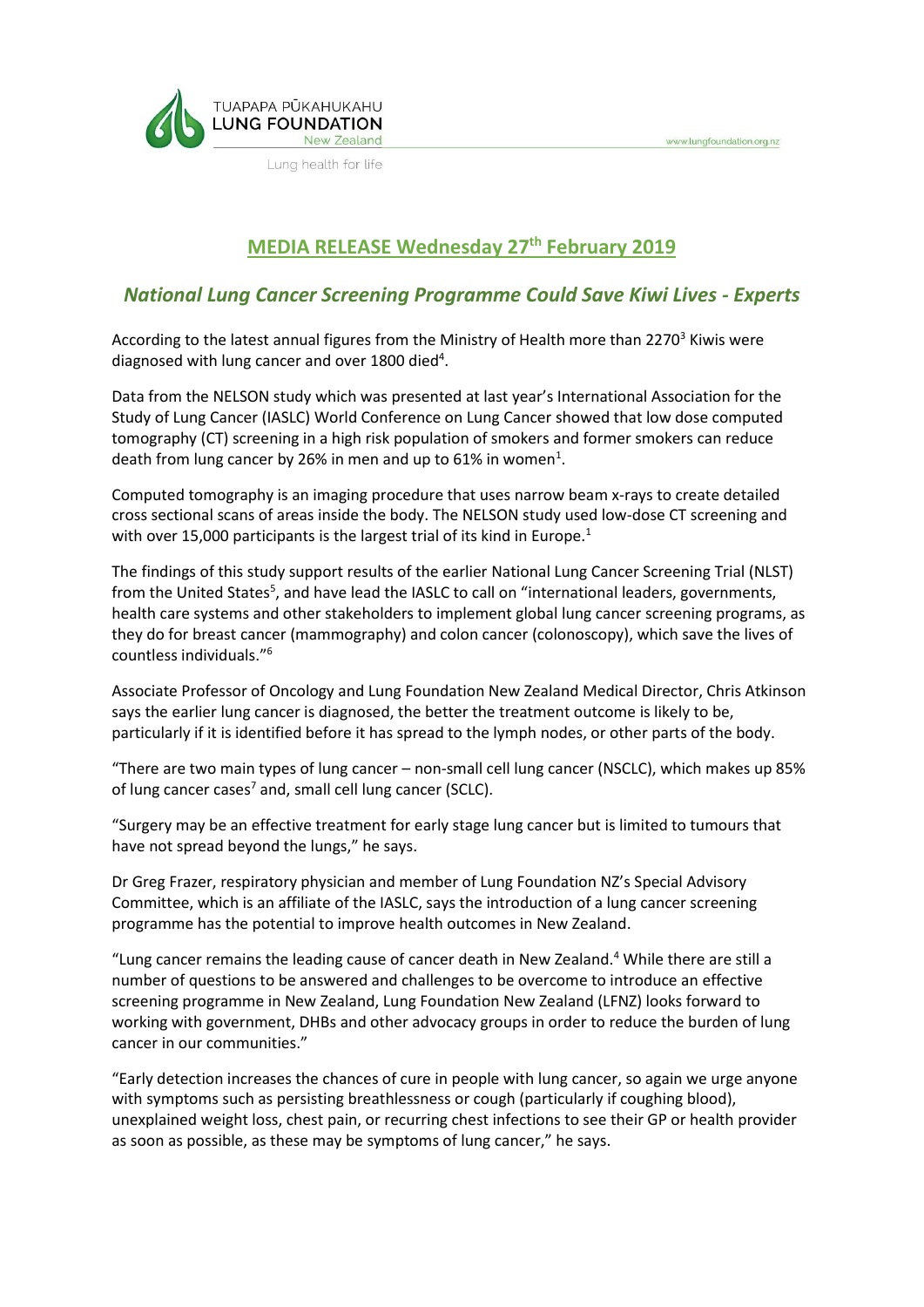TUAPAPA PŪKAHUKAHU
LUNG FOUNDATION
New Zealand

Lung health for life

www.lungfoundation.org.nz

## MEDIA RELEASE Wednesday 27th February 2019

## *National Lung Cancer Screening Programme Could Save Kiwi Lives - Experts*

According to the latest annual figures from the Ministry of Health more than 2270[3] Kiwis were diagnosed with lung cancer and over 1800 died[4].

Data from the NELSON study which was presented at last year's International Association for the Study of Lung Cancer (IASLC) World Conference on Lung Cancer showed that low dose computed tomography (CT) screening in a high risk population of smokers and former smokers can reduce death from lung cancer by 26% in men and up to 61% in women[1].

Computed tomography is an imaging procedure that uses narrow beam x-rays to create detailed cross sectional scans of areas inside the body. The NELSON study used low-dose CT screening and with over 15,000 participants is the largest trial of its kind in Europe.[1]

The findings of this study support results of the earlier National Lung Cancer Screening Trial (NLST) from the United States[5], and have lead the IASLC to call on "international leaders, governments, health care systems and other stakeholders to implement global lung cancer screening programs, as they do for breast cancer (mammography) and colon cancer (colonoscopy), which save the lives of countless individuals."[6]

Associate Professor of Oncology and Lung Foundation New Zealand Medical Director, Chris Atkinson says the earlier lung cancer is diagnosed, the better the treatment outcome is likely to be, particularly if it is identified before it has spread to the lymph nodes, or other parts of the body.

"There are two main types of lung cancer – non-small cell lung cancer (NSCLC), which makes up 85% of lung cancer cases[7] and, small cell lung cancer (SCLC).

"Surgery may be an effective treatment for early stage lung cancer but is limited to tumours that have not spread beyond the lungs," he says.

Dr Greg Frazer, respiratory physician and member of Lung Foundation NZ's Special Advisory Committee, which is an affiliate of the IASLC, says the introduction of a lung cancer screening programme has the potential to improve health outcomes in New Zealand.

"Lung cancer remains the leading cause of cancer death in New Zealand.[4] While there are still a number of questions to be answered and challenges to be overcome to introduce an effective screening programme in New Zealand, Lung Foundation New Zealand (LFNZ) looks forward to working with government, DHBs and other advocacy groups in order to reduce the burden of lung cancer in our communities."

"Early detection increases the chances of cure in people with lung cancer, so again we urge anyone with symptoms such as persisting breathlessness or cough (particularly if coughing blood), unexplained weight loss, chest pain, or recurring chest infections to see their GP or health provider as soon as possible, as these may be symptoms of lung cancer," he says.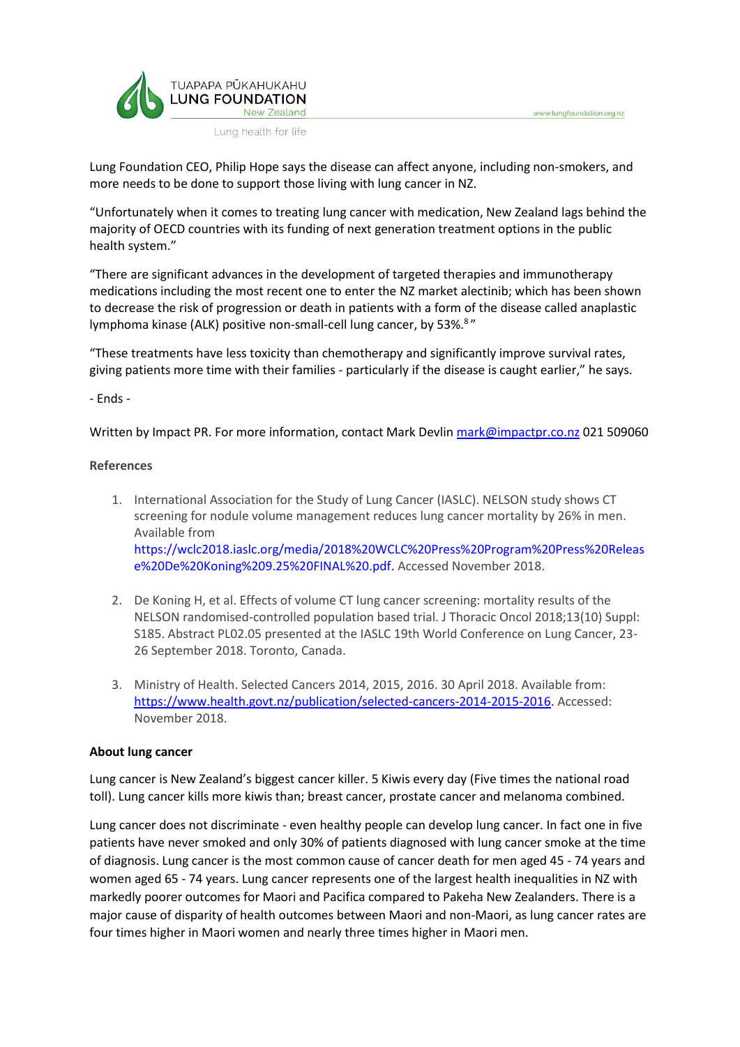Lung Foundation CEO, Philip Hope says the disease can affect anyone, including non-smokers, and more needs to be done to support those living with lung cancer in NZ.

"Unfortunately when it comes to treating lung cancer with medication, New Zealand lags behind the majority of OECD countries with its funding of next generation treatment options in the public health system."

"There are significant advances in the development of targeted therapies and immunotherapy medications including the most recent one to enter the NZ market alectinib; which has been shown to decrease the risk of progression or death in patients with a form of the disease called anaplastic lymphoma kinase (ALK) positive non-small-cell lung cancer, by 53%.[8]"

"These treatments have less toxicity than chemotherapy and significantly improve survival rates, giving patients more time with their families - particularly if the disease is caught earlier," he says.

- Ends -

Written by Impact PR. For more information, contact Mark Devlin mark@impactpr.co.nz 021 509060

**References**

1. International Association for the Study of Lung Cancer (IASLC). NELSON study shows CT screening for nodule volume management reduces lung cancer mortality by 26% in men. Available from https://wclc2018.iaslc.org/media/2018%20WCLC%20Press%20Program%20Press%20Release%20De%20Koning%209.25%20FINAL%20.pdf. Accessed November 2018.

2. De Koning H, et al. Effects of volume CT lung cancer screening: mortality results of the NELSON randomised-controlled population based trial. J Thoracic Oncol 2018;13(10) Suppl: S185. Abstract PL02.05 presented at the IASLC 19th World Conference on Lung Cancer, 23-26 September 2018. Toronto, Canada.

3. Ministry of Health. Selected Cancers 2014, 2015, 2016. 30 April 2018. Available from: https://www.health.govt.nz/publication/selected-cancers-2014-2015-2016. Accessed: November 2018.

**About lung cancer**

Lung cancer is New Zealand's biggest cancer killer. 5 Kiwis every day (Five times the national road toll). Lung cancer kills more kiwis than; breast cancer, prostate cancer and melanoma combined.

Lung cancer does not discriminate - even healthy people can develop lung cancer. In fact one in five patients have never smoked and only 30% of patients diagnosed with lung cancer smoke at the time of diagnosis. Lung cancer is the most common cause of cancer death for men aged 45 - 74 years and women aged 65 - 74 years. Lung cancer represents one of the largest health inequalities in NZ with markedly poorer outcomes for Maori and Pacifica compared to Pakeha New Zealanders. There is a major cause of disparity of health outcomes between Maori and non-Maori, as lung cancer rates are four times higher in Maori women and nearly three times higher in Maori men.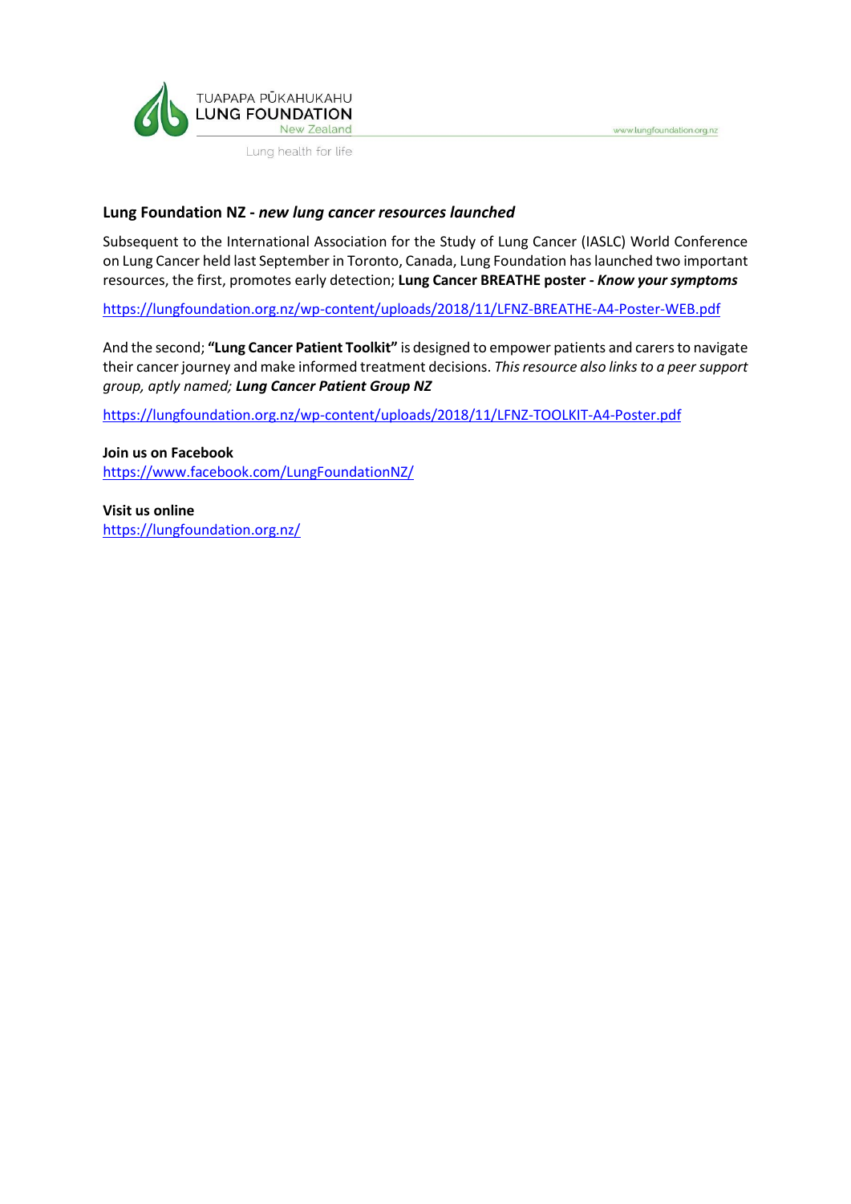TUAPAPA PŪKAHUKAHU
LUNG FOUNDATION
New Zealand

Lung health for life

www.lungfoundation.org.nz

**Lung Foundation NZ -** ***new lung cancer resources launched***

Subsequent to the International Association for the Study of Lung Cancer (IASLC) World Conference on Lung Cancer held last September in Toronto, Canada, Lung Foundation has launched two important resources, the first, promotes early detection; **Lung Cancer BREATHE poster -** ***Know your symptoms***

https://lungfoundation.org.nz/wp-content/uploads/2018/11/LFNZ-BREATHE-A4-Poster-WEB.pdf

And the second; **"Lung Cancer Patient Toolkit"** is designed to empower patients and carers to navigate their cancer journey and make informed treatment decisions. *This resource also links to a peer support group, aptly named;* ***Lung Cancer Patient Group NZ***

https://lungfoundation.org.nz/wp-content/uploads/2018/11/LFNZ-TOOLKIT-A4-Poster.pdf

**Join us on Facebook**
https://www.facebook.com/LungFoundationNZ/

**Visit us online**
https://lungfoundation.org.nz/